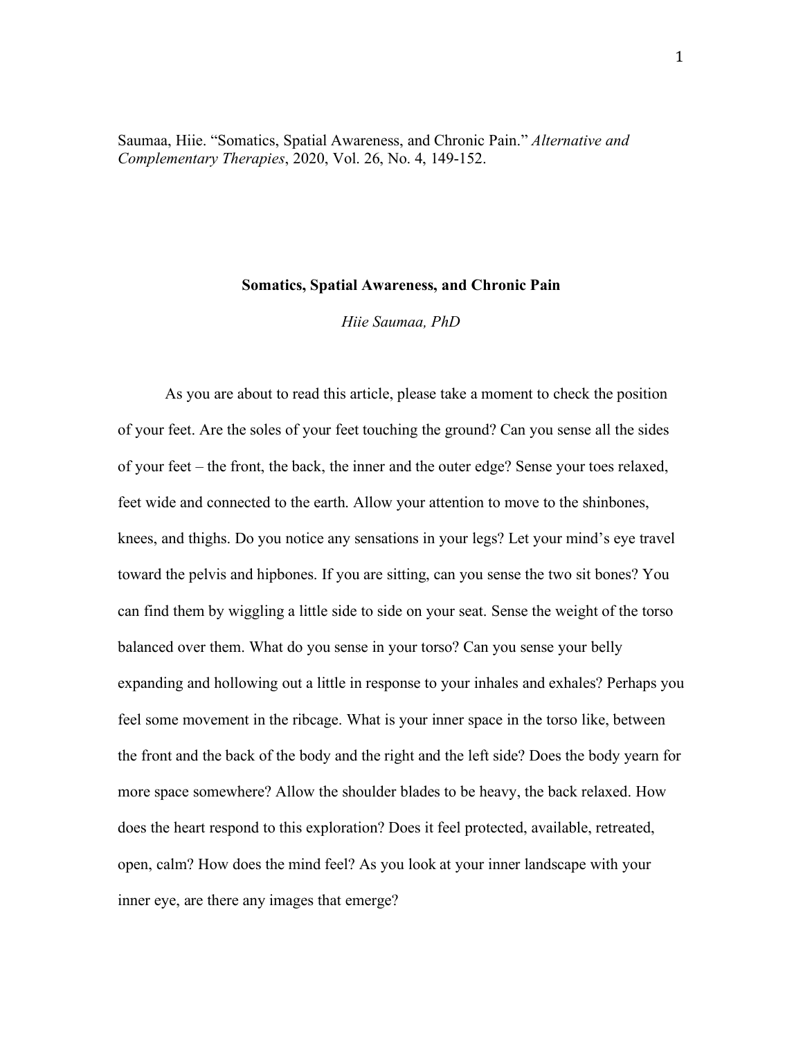Saumaa, Hiie. "Somatics, Spatial Awareness, and Chronic Pain." *Alternative and Complementary Therapies*, 2020, Vol. 26, No. 4, 149-152.

# Somatics, Spatial Awareness, and Chronic Pain

*Hiie Saumaa, PhD*

As you are about to read this article, please take a moment to check the position of your feet. Are the soles of your feet touching the ground? Can you sense all the sides of your feet – the front, the back, the inner and the outer edge? Sense your toes relaxed, feet wide and connected to the earth. Allow your attention to move to the shinbones, knees, and thighs. Do you notice any sensations in your legs? Let your mind's eye travel toward the pelvis and hipbones. If you are sitting, can you sense the two sit bones? You can find them by wiggling a little side to side on your seat. Sense the weight of the torso balanced over them. What do you sense in your torso? Can you sense your belly expanding and hollowing out a little in response to your inhales and exhales? Perhaps you feel some movement in the ribcage. What is your inner space in the torso like, between the front and the back of the body and the right and the left side? Does the body yearn for more space somewhere? Allow the shoulder blades to be heavy, the back relaxed. How does the heart respond to this exploration? Does it feel protected, available, retreated, open, calm? How does the mind feel? As you look at your inner landscape with your inner eye, are there any images that emerge?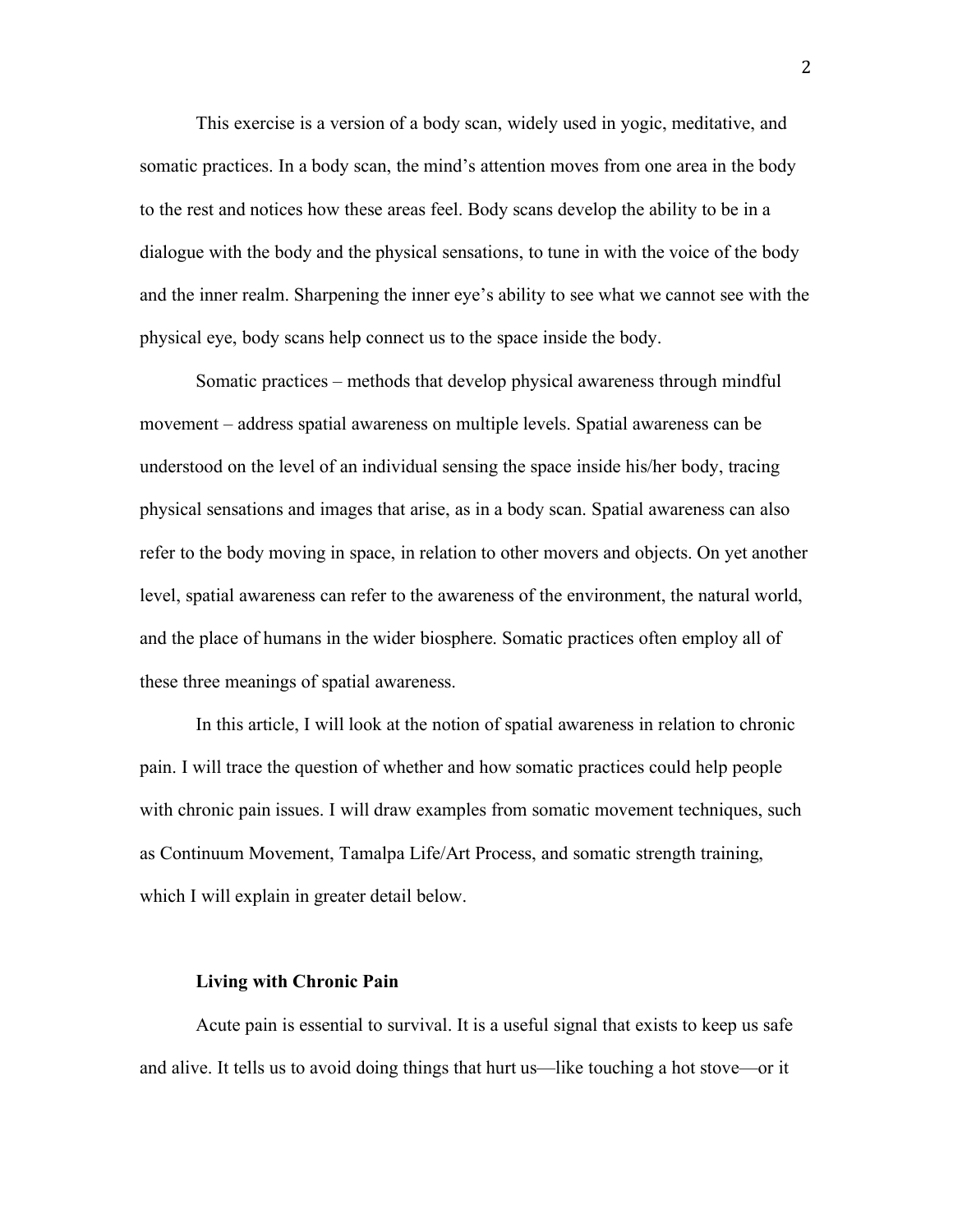This exercise is a version of a body scan, widely used in yogic, meditative, and somatic practices. In a body scan, the mind's attention moves from one area in the body to the rest and notices how these areas feel. Body scans develop the ability to be in a dialogue with the body and the physical sensations, to tune in with the voice of the body and the inner realm. Sharpening the inner eye's ability to see what we cannot see with the physical eye, body scans help connect us to the space inside the body.

Somatic practices – methods that develop physical awareness through mindful movement – address spatial awareness on multiple levels. Spatial awareness can be understood on the level of an individual sensing the space inside his/her body, tracing physical sensations and images that arise, as in a body scan. Spatial awareness can also refer to the body moving in space, in relation to other movers and objects. On yet another level, spatial awareness can refer to the awareness of the environment, the natural world, and the place of humans in the wider biosphere. Somatic practices often employ all of these three meanings of spatial awareness.

In this article, I will look at the notion of spatial awareness in relation to chronic pain. I will trace the question of whether and how somatic practices could help people with chronic pain issues. I will draw examples from somatic movement techniques, such as Continuum Movement, Tamalpa Life/Art Process, and somatic strength training, which I will explain in greater detail below.

## Living with Chronic Pain

Acute pain is essential to survival. It is a useful signal that exists to keep us safe and alive. It tells us to avoid doing things that hurt us—like touching a hot stove—or it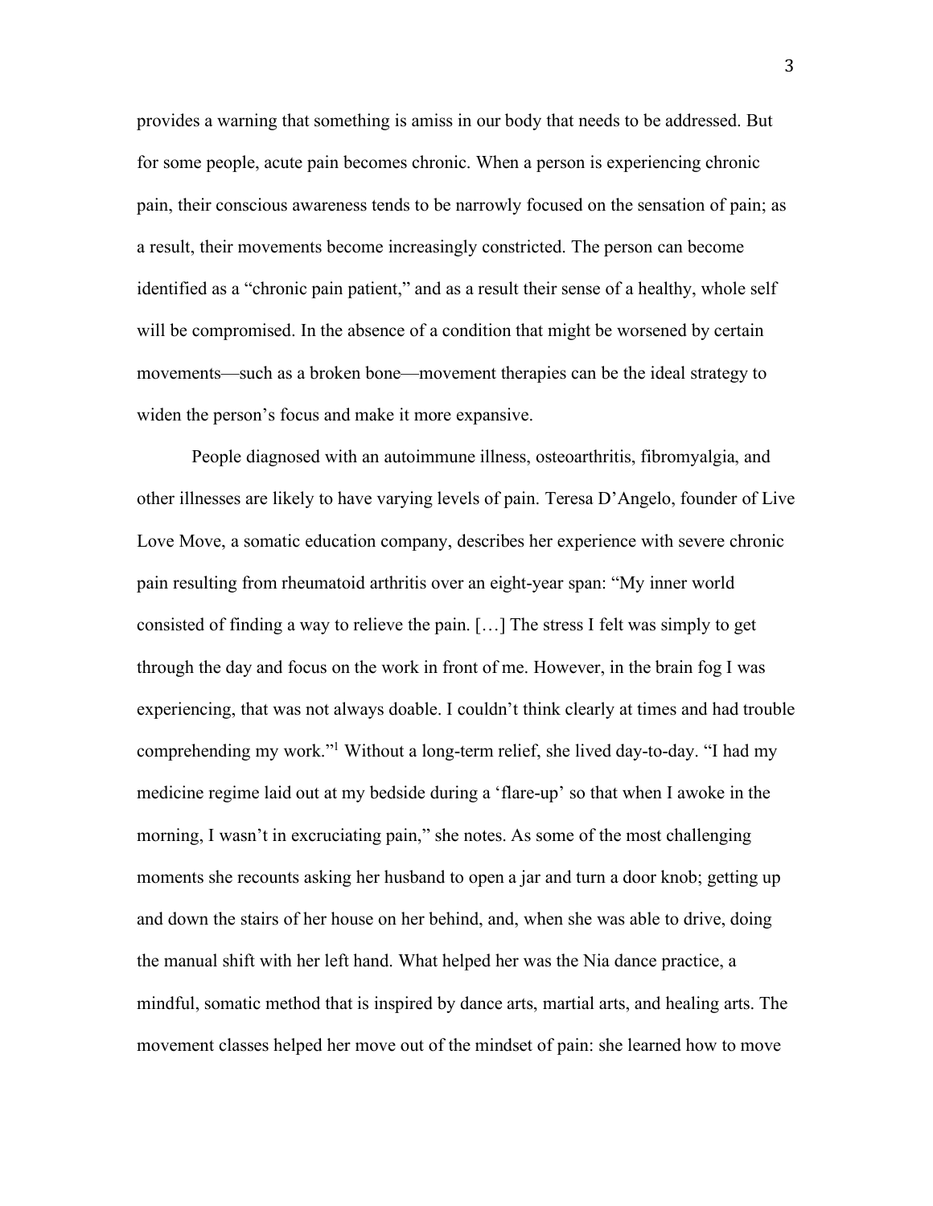provides a warning that something is amiss in our body that needs to be addressed. But for some people, acute pain becomes chronic. When a person is experiencing chronic pain, their conscious awareness tends to be narrowly focused on the sensation of pain; as a result, their movements become increasingly constricted. The person can become identified as a "chronic pain patient," and as a result their sense of a healthy, whole self will be compromised. In the absence of a condition that might be worsened by certain movements—such as a broken bone—movement therapies can be the ideal strategy to widen the person's focus and make it more expansive.

People diagnosed with an autoimmune illness, osteoarthritis, fibromyalgia, and other illnesses are likely to have varying levels of pain. Teresa D'Angelo, founder of Live Love Move, a somatic education company, describes her experience with severe chronic pain resulting from rheumatoid arthritis over an eight-year span: "My inner world consisted of finding a way to relieve the pain. […] The stress I felt was simply to get through the day and focus on the work in front of me. However, in the brain fog I was experiencing, that was not always doable. I couldn't think clearly at times and had trouble comprehending my work."[1] Without a long-term relief, she lived day-to-day. "I had my medicine regime laid out at my bedside during a 'flare-up' so that when I awoke in the morning, I wasn't in excruciating pain," she notes. As some of the most challenging moments she recounts asking her husband to open a jar and turn a door knob; getting up and down the stairs of her house on her behind, and, when she was able to drive, doing the manual shift with her left hand. What helped her was the Nia dance practice, a mindful, somatic method that is inspired by dance arts, martial arts, and healing arts. The movement classes helped her move out of the mindset of pain: she learned how to move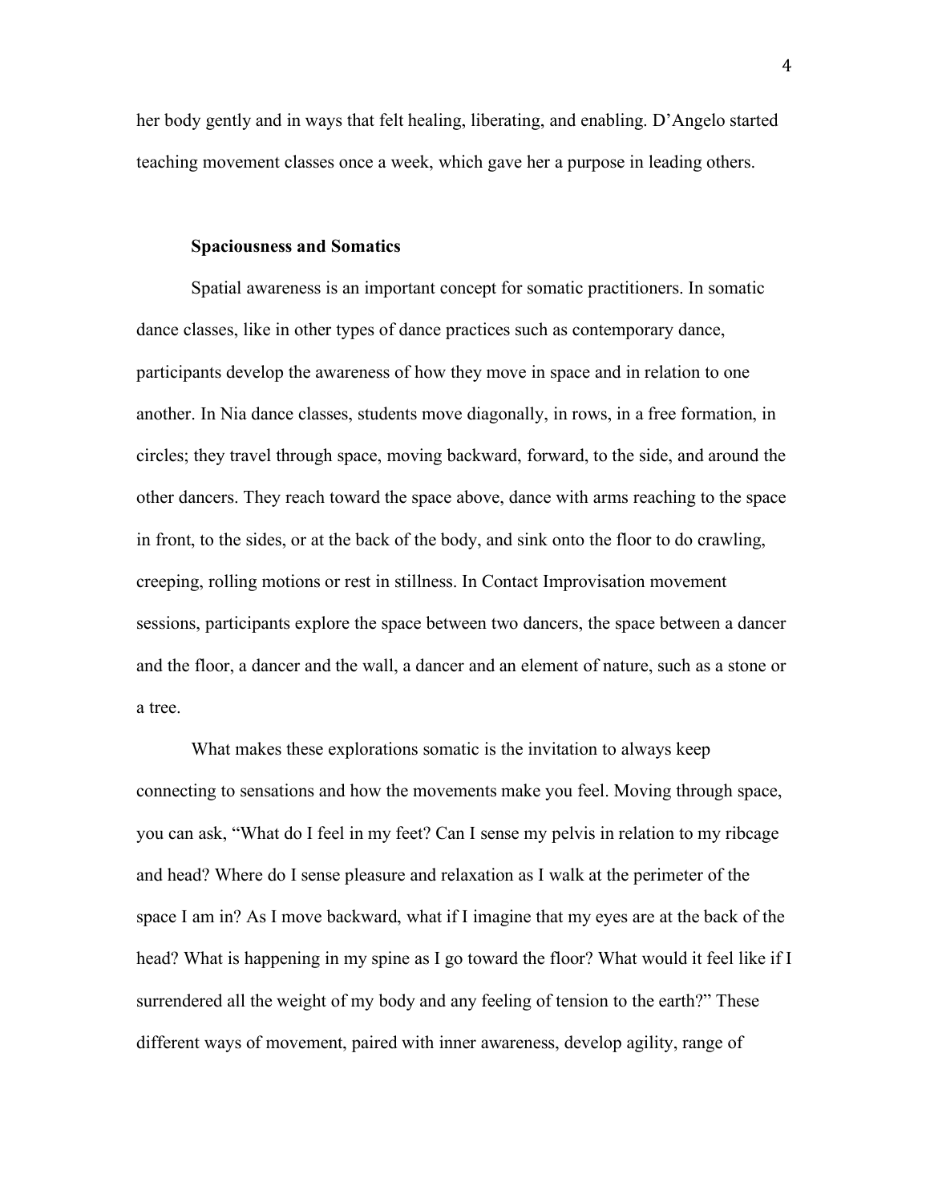her body gently and in ways that felt healing, liberating, and enabling. D'Angelo started teaching movement classes once a week, which gave her a purpose in leading others.

## Spaciousness and Somatics

Spatial awareness is an important concept for somatic practitioners. In somatic dance classes, like in other types of dance practices such as contemporary dance, participants develop the awareness of how they move in space and in relation to one another. In Nia dance classes, students move diagonally, in rows, in a free formation, in circles; they travel through space, moving backward, forward, to the side, and around the other dancers. They reach toward the space above, dance with arms reaching to the space in front, to the sides, or at the back of the body, and sink onto the floor to do crawling, creeping, rolling motions or rest in stillness. In Contact Improvisation movement sessions, participants explore the space between two dancers, the space between a dancer and the floor, a dancer and the wall, a dancer and an element of nature, such as a stone or a tree.

What makes these explorations somatic is the invitation to always keep connecting to sensations and how the movements make you feel. Moving through space, you can ask, "What do I feel in my feet? Can I sense my pelvis in relation to my ribcage and head? Where do I sense pleasure and relaxation as I walk at the perimeter of the space I am in? As I move backward, what if I imagine that my eyes are at the back of the head? What is happening in my spine as I go toward the floor? What would it feel like if I surrendered all the weight of my body and any feeling of tension to the earth?" These different ways of movement, paired with inner awareness, develop agility, range of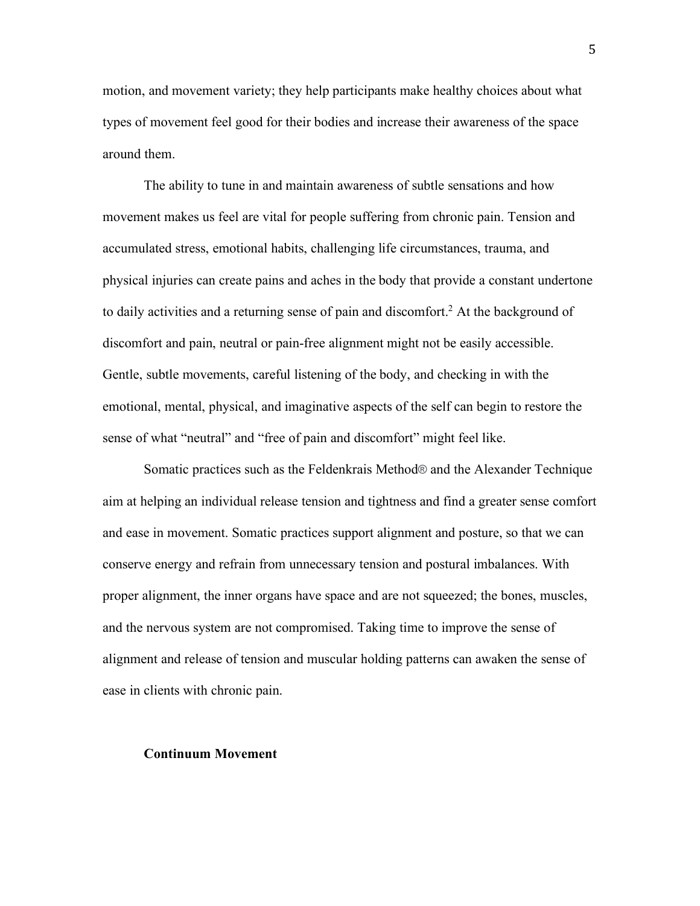motion, and movement variety; they help participants make healthy choices about what types of movement feel good for their bodies and increase their awareness of the space around them.

The ability to tune in and maintain awareness of subtle sensations and how movement makes us feel are vital for people suffering from chronic pain. Tension and accumulated stress, emotional habits, challenging life circumstances, trauma, and physical injuries can create pains and aches in the body that provide a constant undertone to daily activities and a returning sense of pain and discomfort.[2] At the background of discomfort and pain, neutral or pain-free alignment might not be easily accessible. Gentle, subtle movements, careful listening of the body, and checking in with the emotional, mental, physical, and imaginative aspects of the self can begin to restore the sense of what "neutral" and "free of pain and discomfort" might feel like.

Somatic practices such as the Feldenkrais Method® and the Alexander Technique aim at helping an individual release tension and tightness and find a greater sense comfort and ease in movement. Somatic practices support alignment and posture, so that we can conserve energy and refrain from unnecessary tension and postural imbalances. With proper alignment, the inner organs have space and are not squeezed; the bones, muscles, and the nervous system are not compromised. Taking time to improve the sense of alignment and release of tension and muscular holding patterns can awaken the sense of ease in clients with chronic pain.

**Continuum Movement**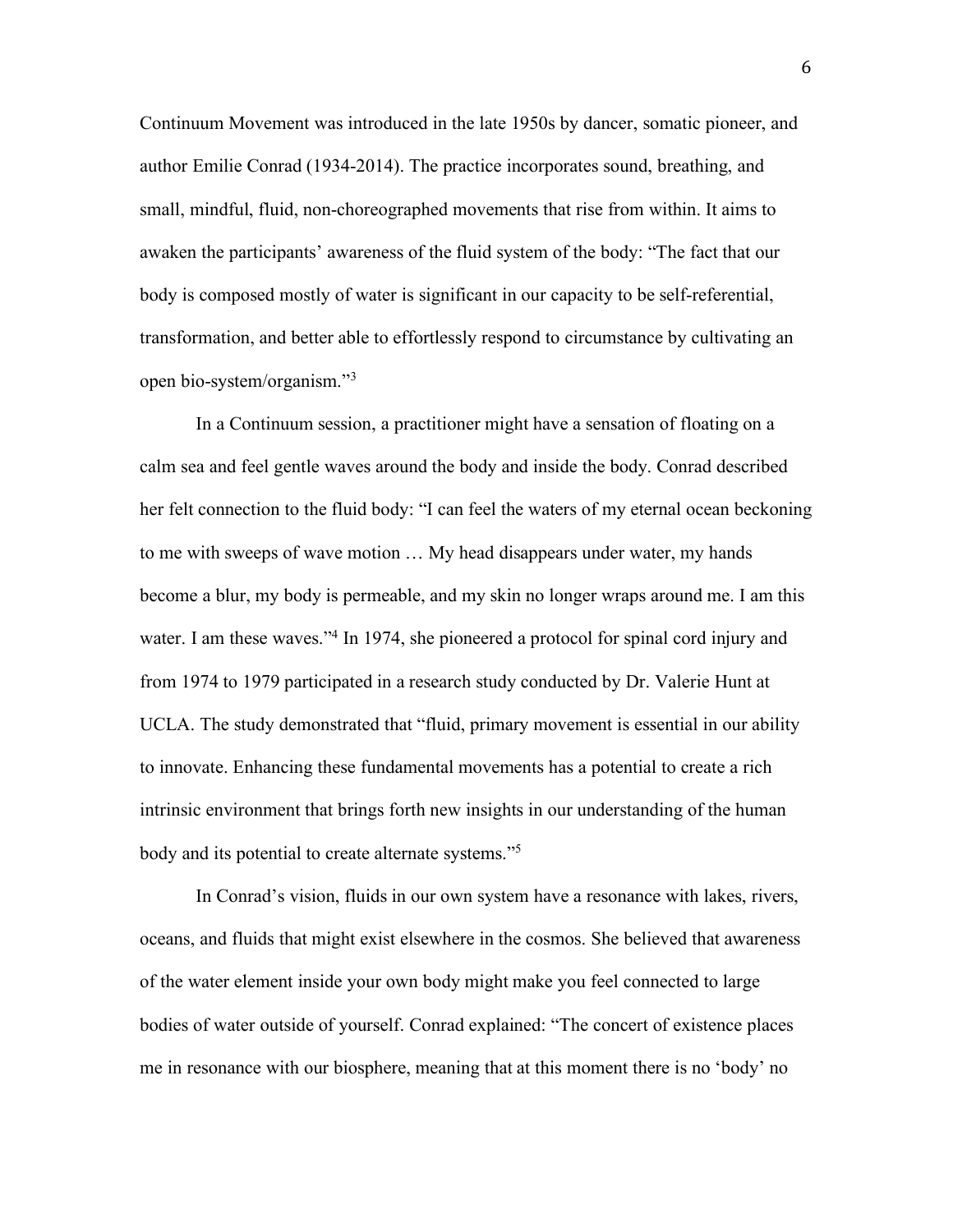Continuum Movement was introduced in the late 1950s by dancer, somatic pioneer, and author Emilie Conrad (1934-2014). The practice incorporates sound, breathing, and small, mindful, fluid, non-choreographed movements that rise from within. It aims to awaken the participants' awareness of the fluid system of the body: "The fact that our body is composed mostly of water is significant in our capacity to be self-referential, transformation, and better able to effortlessly respond to circumstance by cultivating an open bio-system/organism."[3]

In a Continuum session, a practitioner might have a sensation of floating on a calm sea and feel gentle waves around the body and inside the body. Conrad described her felt connection to the fluid body: "I can feel the waters of my eternal ocean beckoning to me with sweeps of wave motion … My head disappears under water, my hands become a blur, my body is permeable, and my skin no longer wraps around me. I am this water. I am these waves."[4] In 1974, she pioneered a protocol for spinal cord injury and from 1974 to 1979 participated in a research study conducted by Dr. Valerie Hunt at UCLA. The study demonstrated that "fluid, primary movement is essential in our ability to innovate. Enhancing these fundamental movements has a potential to create a rich intrinsic environment that brings forth new insights in our understanding of the human body and its potential to create alternate systems."[5]

In Conrad's vision, fluids in our own system have a resonance with lakes, rivers, oceans, and fluids that might exist elsewhere in the cosmos. She believed that awareness of the water element inside your own body might make you feel connected to large bodies of water outside of yourself. Conrad explained: "The concert of existence places me in resonance with our biosphere, meaning that at this moment there is no 'body' no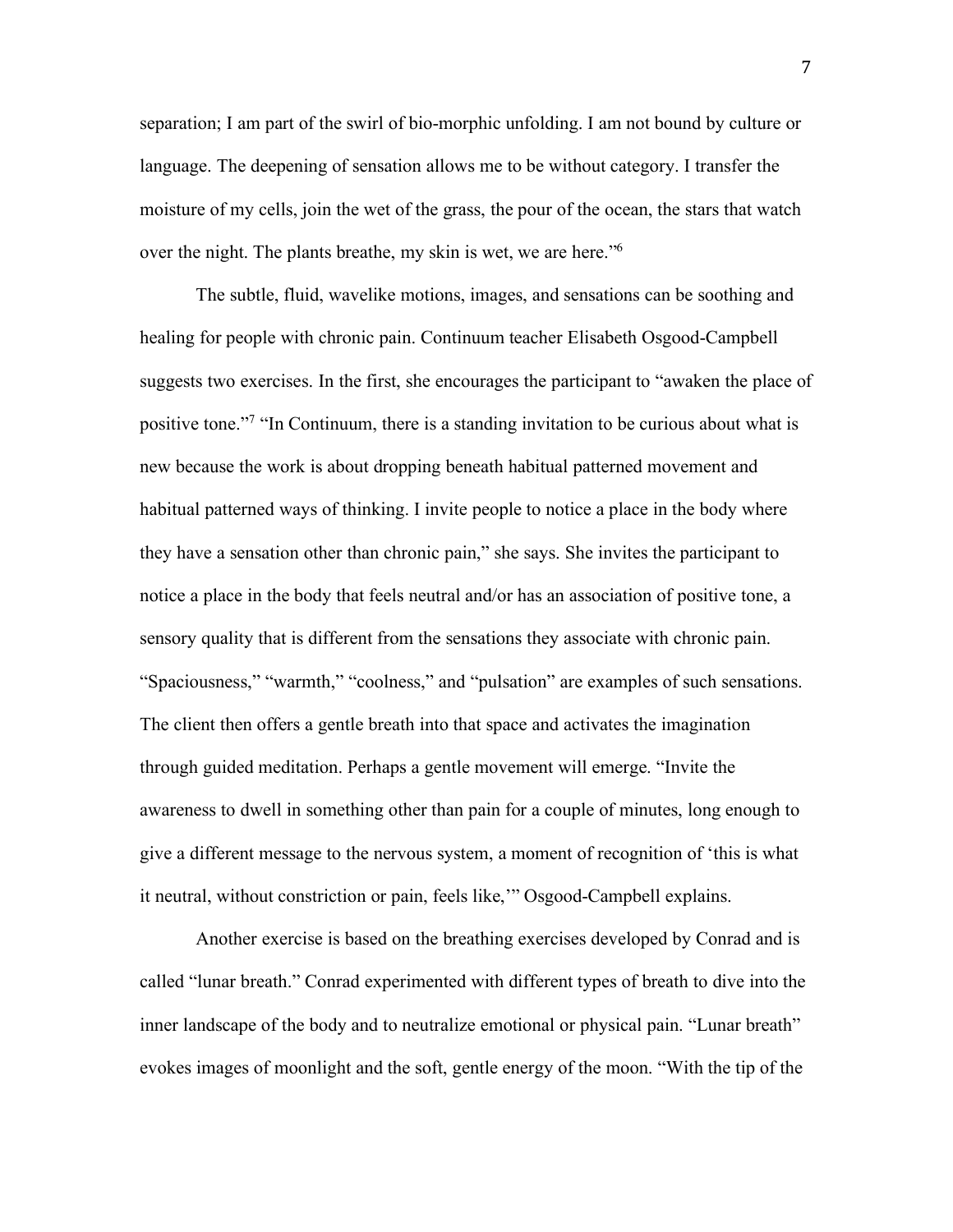separation; I am part of the swirl of bio-morphic unfolding. I am not bound by culture or language. The deepening of sensation allows me to be without category. I transfer the moisture of my cells, join the wet of the grass, the pour of the ocean, the stars that watch over the night. The plants breathe, my skin is wet, we are here."[6]

The subtle, fluid, wavelike motions, images, and sensations can be soothing and healing for people with chronic pain. Continuum teacher Elisabeth Osgood-Campbell suggests two exercises. In the first, she encourages the participant to "awaken the place of positive tone."[7] "In Continuum, there is a standing invitation to be curious about what is new because the work is about dropping beneath habitual patterned movement and habitual patterned ways of thinking. I invite people to notice a place in the body where they have a sensation other than chronic pain," she says. She invites the participant to notice a place in the body that feels neutral and/or has an association of positive tone, a sensory quality that is different from the sensations they associate with chronic pain. "Spaciousness," "warmth," "coolness," and "pulsation" are examples of such sensations. The client then offers a gentle breath into that space and activates the imagination through guided meditation. Perhaps a gentle movement will emerge. "Invite the awareness to dwell in something other than pain for a couple of minutes, long enough to give a different message to the nervous system, a moment of recognition of 'this is what it neutral, without constriction or pain, feels like,'" Osgood-Campbell explains.

Another exercise is based on the breathing exercises developed by Conrad and is called "lunar breath." Conrad experimented with different types of breath to dive into the inner landscape of the body and to neutralize emotional or physical pain. "Lunar breath" evokes images of moonlight and the soft, gentle energy of the moon. "With the tip of the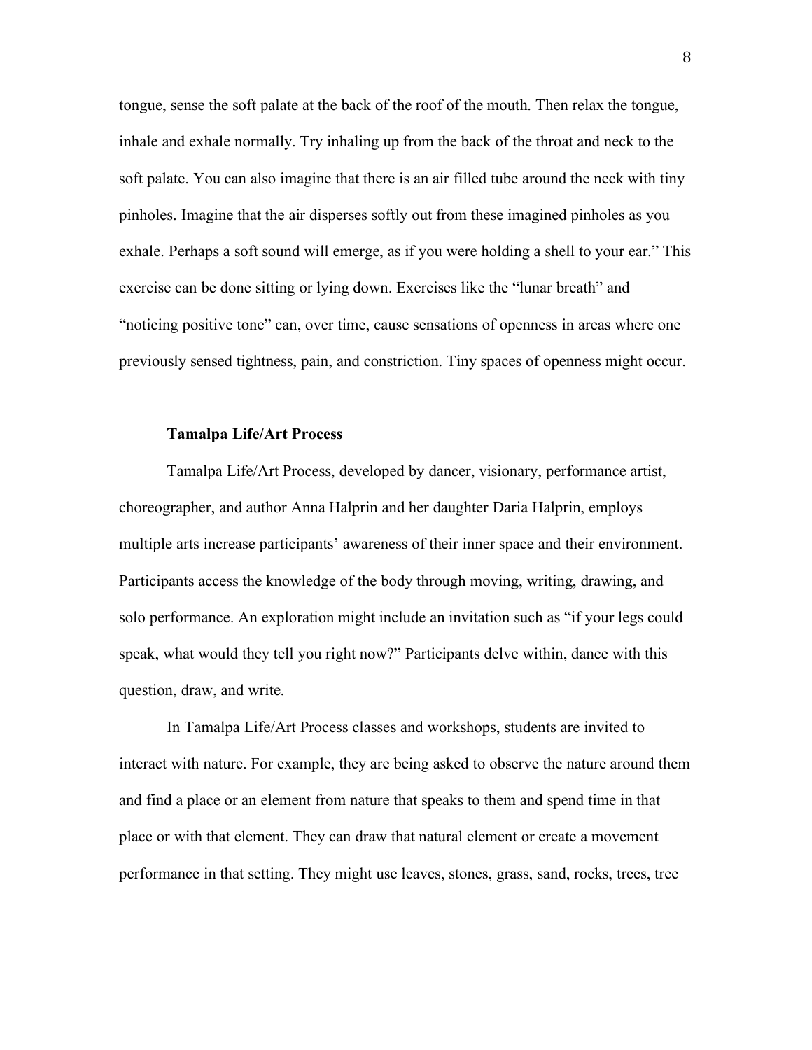tongue, sense the soft palate at the back of the roof of the mouth. Then relax the tongue, inhale and exhale normally. Try inhaling up from the back of the throat and neck to the soft palate. You can also imagine that there is an air filled tube around the neck with tiny pinholes. Imagine that the air disperses softly out from these imagined pinholes as you exhale. Perhaps a soft sound will emerge, as if you were holding a shell to your ear." This exercise can be done sitting or lying down. Exercises like the "lunar breath" and "noticing positive tone" can, over time, cause sensations of openness in areas where one previously sensed tightness, pain, and constriction. Tiny spaces of openness might occur.

**Tamalpa Life/Art Process**

Tamalpa Life/Art Process, developed by dancer, visionary, performance artist, choreographer, and author Anna Halprin and her daughter Daria Halprin, employs multiple arts increase participants' awareness of their inner space and their environment. Participants access the knowledge of the body through moving, writing, drawing, and solo performance. An exploration might include an invitation such as "if your legs could speak, what would they tell you right now?" Participants delve within, dance with this question, draw, and write.

In Tamalpa Life/Art Process classes and workshops, students are invited to interact with nature. For example, they are being asked to observe the nature around them and find a place or an element from nature that speaks to them and spend time in that place or with that element. They can draw that natural element or create a movement performance in that setting. They might use leaves, stones, grass, sand, rocks, trees, tree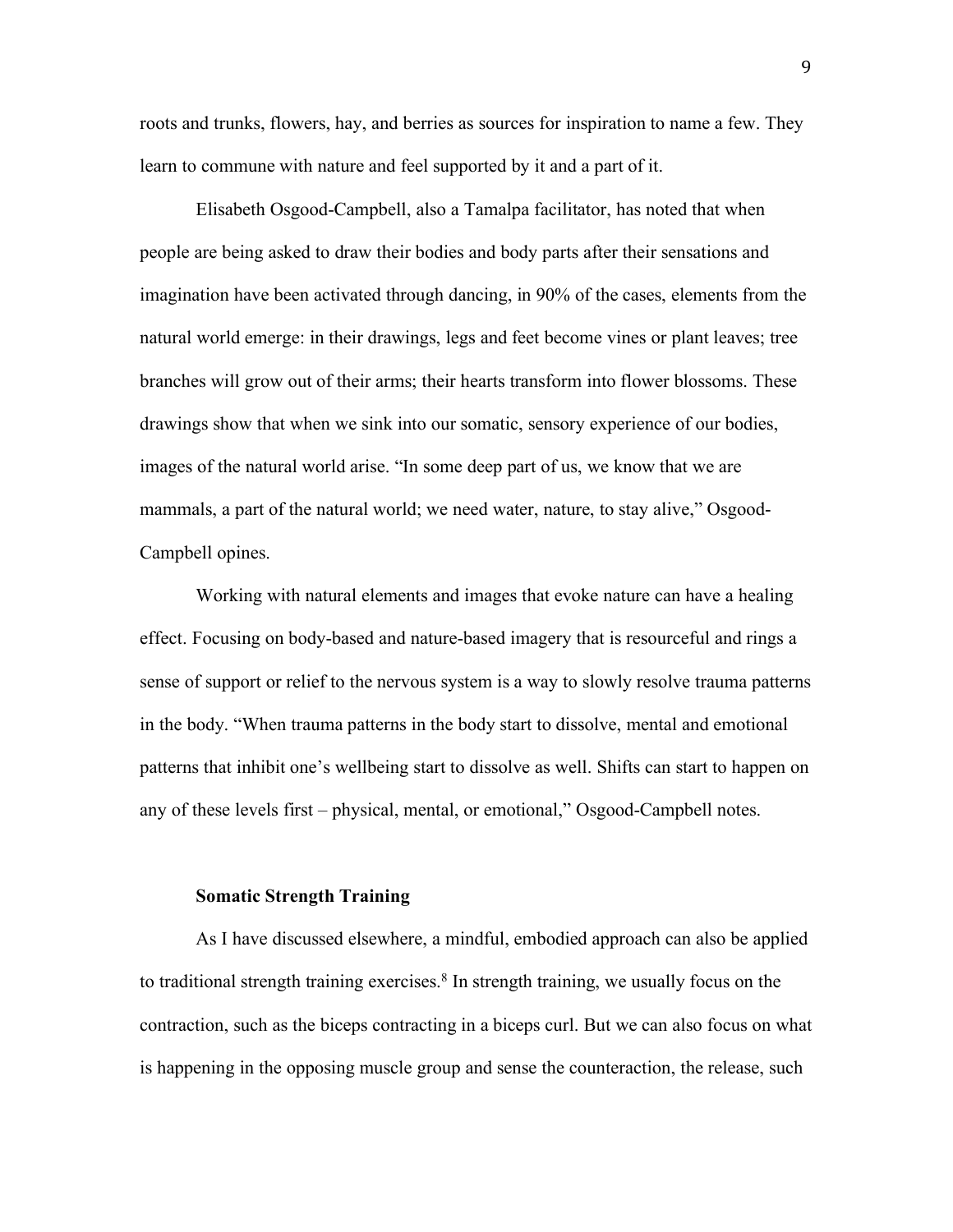roots and trunks, flowers, hay, and berries as sources for inspiration to name a few. They learn to commune with nature and feel supported by it and a part of it.

Elisabeth Osgood-Campbell, also a Tamalpa facilitator, has noted that when people are being asked to draw their bodies and body parts after their sensations and imagination have been activated through dancing, in 90% of the cases, elements from the natural world emerge: in their drawings, legs and feet become vines or plant leaves; tree branches will grow out of their arms; their hearts transform into flower blossoms. These drawings show that when we sink into our somatic, sensory experience of our bodies, images of the natural world arise. "In some deep part of us, we know that we are mammals, a part of the natural world; we need water, nature, to stay alive," Osgood-Campbell opines.

Working with natural elements and images that evoke nature can have a healing effect. Focusing on body-based and nature-based imagery that is resourceful and rings a sense of support or relief to the nervous system is a way to slowly resolve trauma patterns in the body. "When trauma patterns in the body start to dissolve, mental and emotional patterns that inhibit one's wellbeing start to dissolve as well. Shifts can start to happen on any of these levels first – physical, mental, or emotional," Osgood-Campbell notes.

## Somatic Strength Training

As I have discussed elsewhere, a mindful, embodied approach can also be applied to traditional strength training exercises.[8] In strength training, we usually focus on the contraction, such as the biceps contracting in a biceps curl. But we can also focus on what is happening in the opposing muscle group and sense the counteraction, the release, such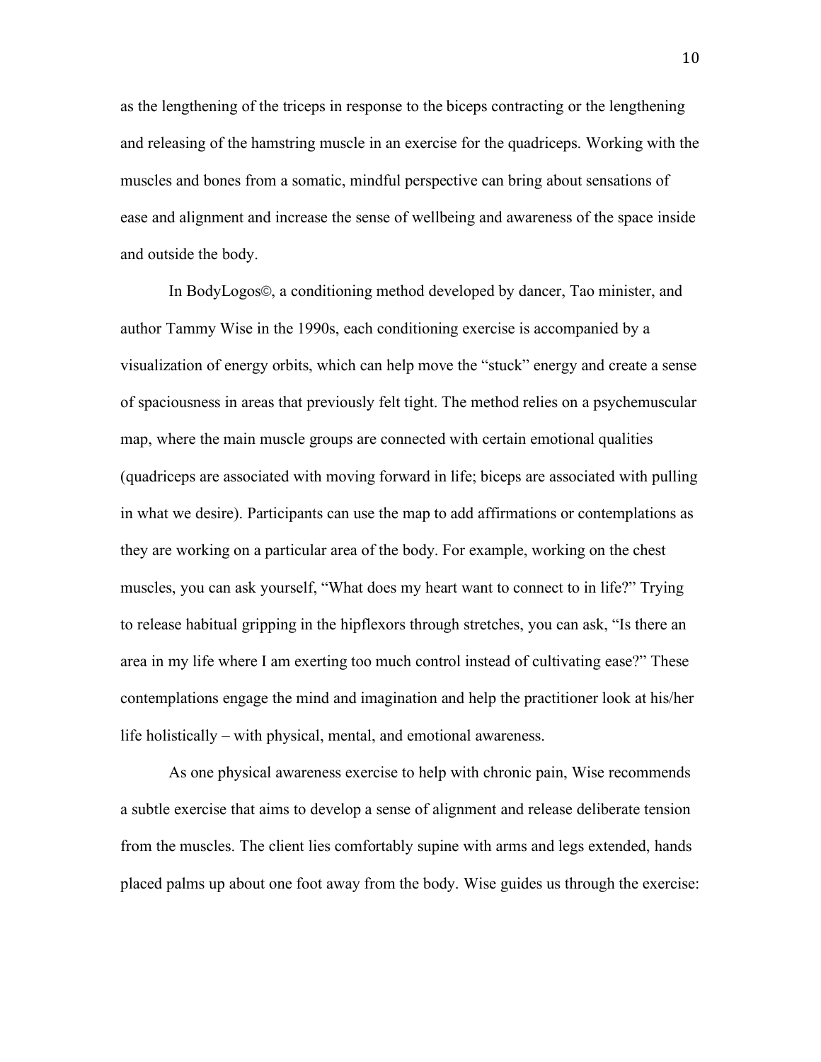as the lengthening of the triceps in response to the biceps contracting or the lengthening and releasing of the hamstring muscle in an exercise for the quadriceps. Working with the muscles and bones from a somatic, mindful perspective can bring about sensations of ease and alignment and increase the sense of wellbeing and awareness of the space inside and outside the body.

In BodyLogos©, a conditioning method developed by dancer, Tao minister, and author Tammy Wise in the 1990s, each conditioning exercise is accompanied by a visualization of energy orbits, which can help move the "stuck" energy and create a sense of spaciousness in areas that previously felt tight. The method relies on a psychemuscular map, where the main muscle groups are connected with certain emotional qualities (quadriceps are associated with moving forward in life; biceps are associated with pulling in what we desire). Participants can use the map to add affirmations or contemplations as they are working on a particular area of the body. For example, working on the chest muscles, you can ask yourself, "What does my heart want to connect to in life?" Trying to release habitual gripping in the hipflexors through stretches, you can ask, "Is there an area in my life where I am exerting too much control instead of cultivating ease?" These contemplations engage the mind and imagination and help the practitioner look at his/her life holistically – with physical, mental, and emotional awareness.

As one physical awareness exercise to help with chronic pain, Wise recommends a subtle exercise that aims to develop a sense of alignment and release deliberate tension from the muscles. The client lies comfortably supine with arms and legs extended, hands placed palms up about one foot away from the body. Wise guides us through the exercise: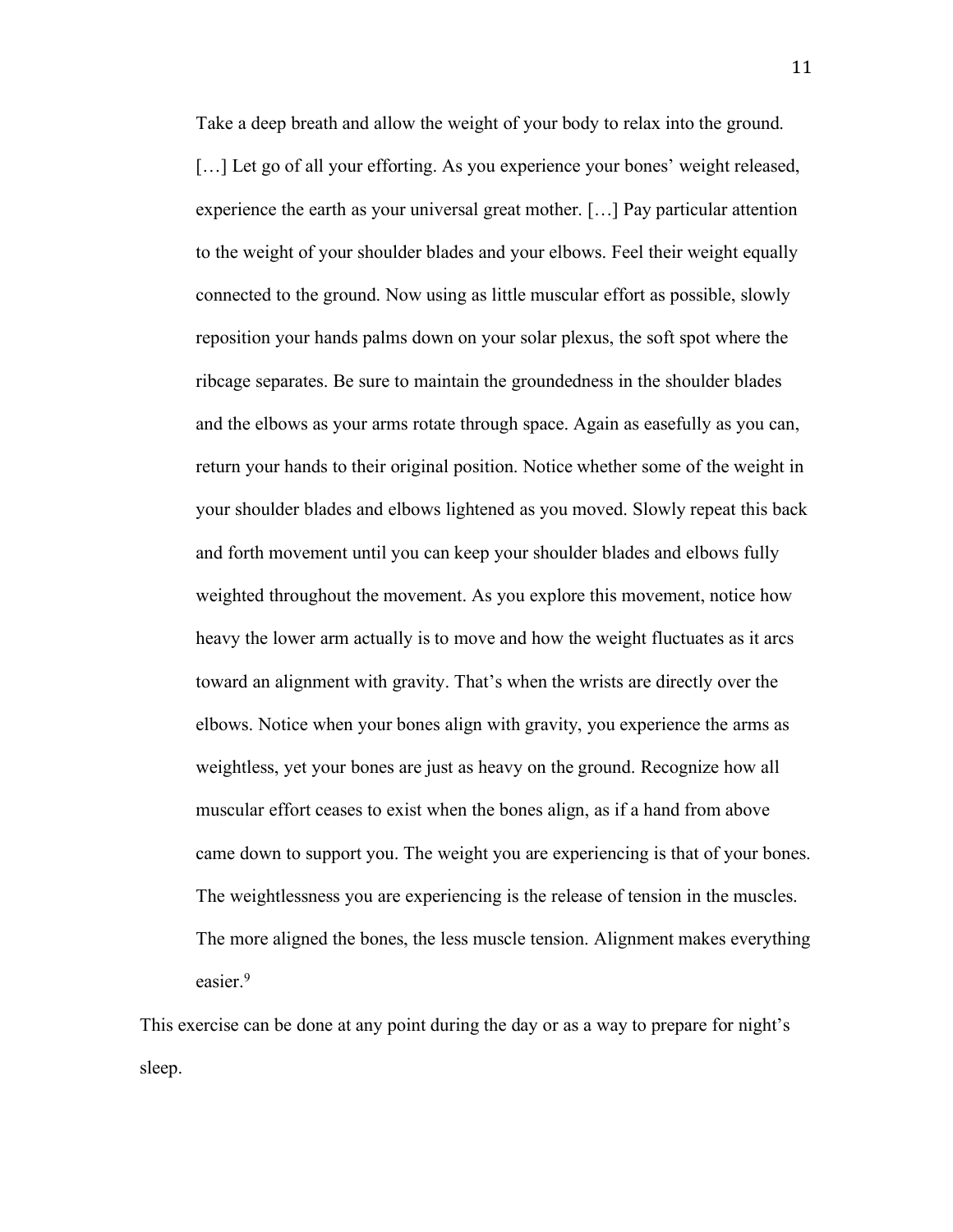> Take a deep breath and allow the weight of your body to relax into the ground. […] Let go of all your efforting. As you experience your bones' weight released, experience the earth as your universal great mother. […] Pay particular attention to the weight of your shoulder blades and your elbows. Feel their weight equally connected to the ground. Now using as little muscular effort as possible, slowly reposition your hands palms down on your solar plexus, the soft spot where the ribcage separates. Be sure to maintain the groundedness in the shoulder blades and the elbows as your arms rotate through space. Again as easefully as you can, return your hands to their original position. Notice whether some of the weight in your shoulder blades and elbows lightened as you moved. Slowly repeat this back and forth movement until you can keep your shoulder blades and elbows fully weighted throughout the movement. As you explore this movement, notice how heavy the lower arm actually is to move and how the weight fluctuates as it arcs toward an alignment with gravity. That's when the wrists are directly over the elbows. Notice when your bones align with gravity, you experience the arms as weightless, yet your bones are just as heavy on the ground. Recognize how all muscular effort ceases to exist when the bones align, as if a hand from above came down to support you. The weight you are experiencing is that of your bones. The weightlessness you are experiencing is the release of tension in the muscles. The more aligned the bones, the less muscle tension. Alignment makes everything easier.[9]

This exercise can be done at any point during the day or as a way to prepare for night's sleep.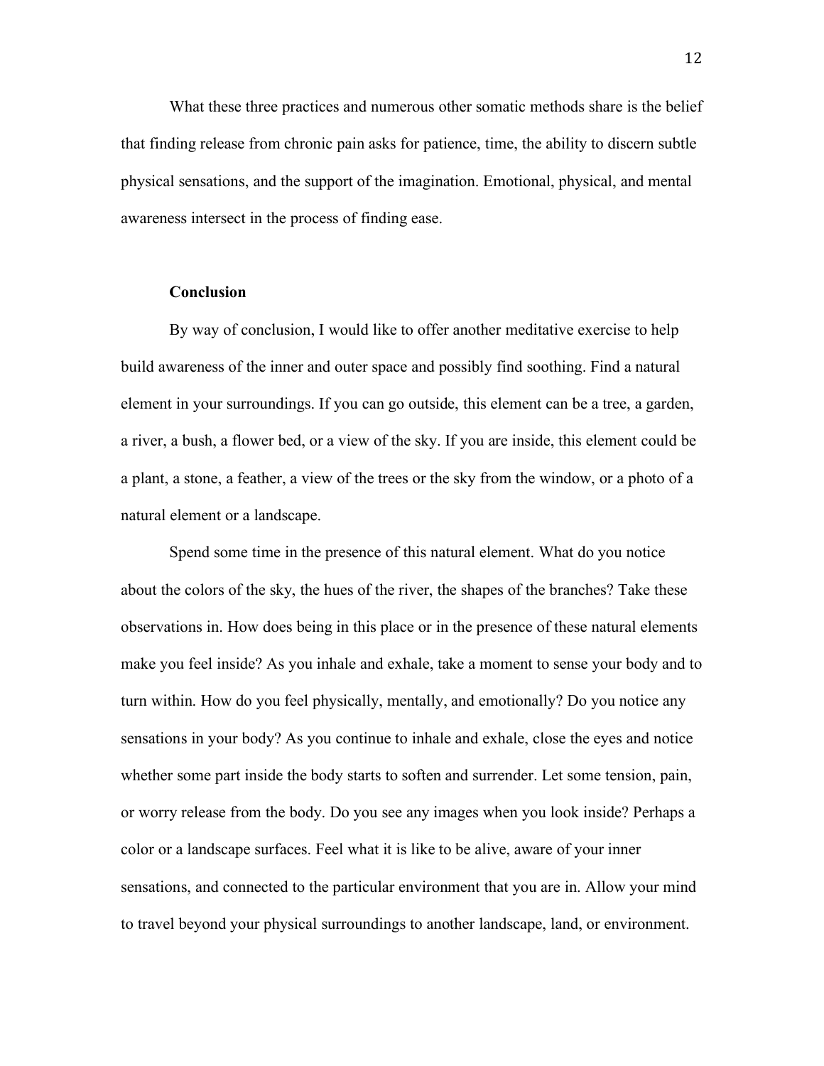What these three practices and numerous other somatic methods share is the belief that finding release from chronic pain asks for patience, time, the ability to discern subtle physical sensations, and the support of the imagination. Emotional, physical, and mental awareness intersect in the process of finding ease.

## Conclusion

By way of conclusion, I would like to offer another meditative exercise to help build awareness of the inner and outer space and possibly find soothing. Find a natural element in your surroundings. If you can go outside, this element can be a tree, a garden, a river, a bush, a flower bed, or a view of the sky. If you are inside, this element could be a plant, a stone, a feather, a view of the trees or the sky from the window, or a photo of a natural element or a landscape.

Spend some time in the presence of this natural element. What do you notice about the colors of the sky, the hues of the river, the shapes of the branches? Take these observations in. How does being in this place or in the presence of these natural elements make you feel inside? As you inhale and exhale, take a moment to sense your body and to turn within. How do you feel physically, mentally, and emotionally? Do you notice any sensations in your body? As you continue to inhale and exhale, close the eyes and notice whether some part inside the body starts to soften and surrender. Let some tension, pain, or worry release from the body. Do you see any images when you look inside? Perhaps a color or a landscape surfaces. Feel what it is like to be alive, aware of your inner sensations, and connected to the particular environment that you are in. Allow your mind to travel beyond your physical surroundings to another landscape, land, or environment.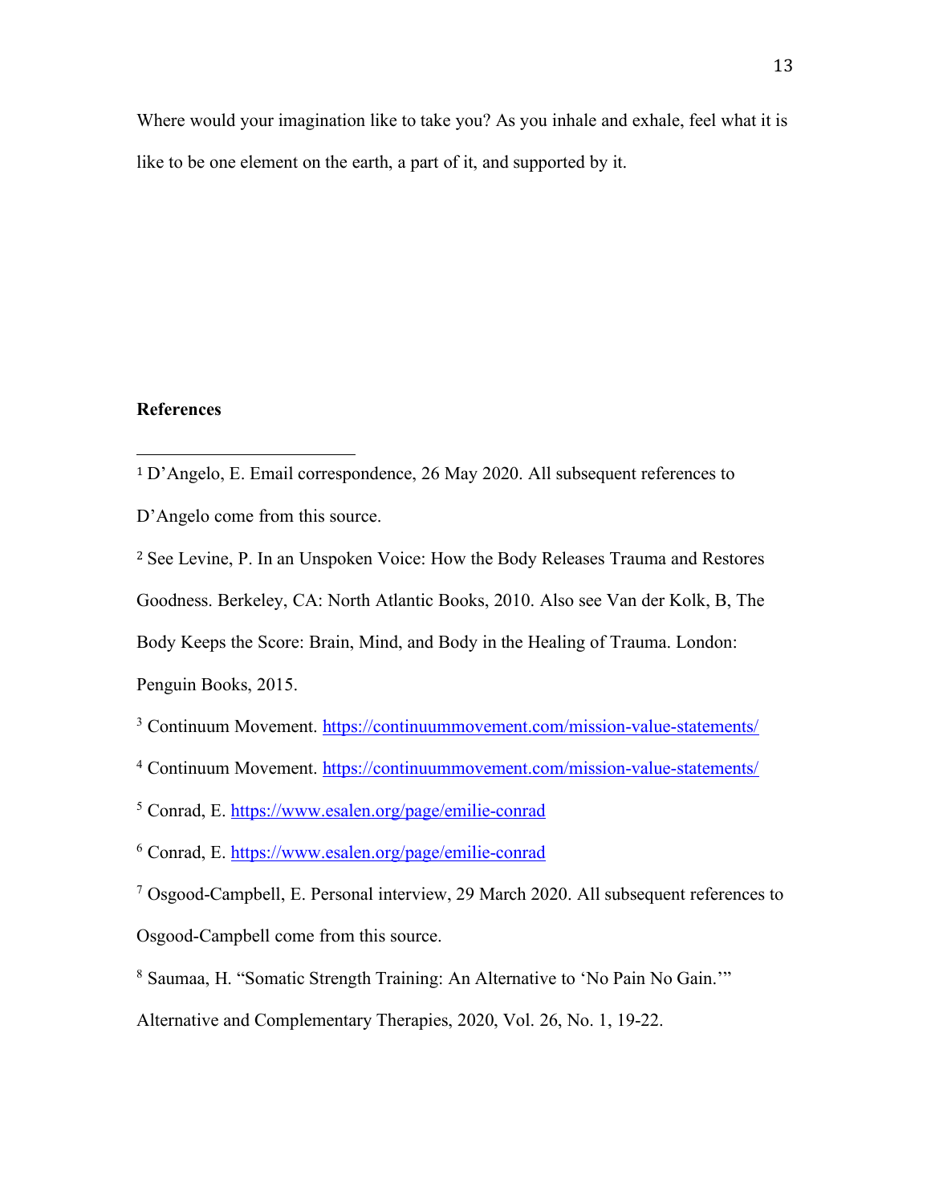Where would your imagination like to take you? As you inhale and exhale, feel what it is like to be one element on the earth, a part of it, and supported by it.

**References**

---

[1] D'Angelo, E. Email correspondence, 26 May 2020. All subsequent references to D'Angelo come from this source.

[2] See Levine, P. In an Unspoken Voice: How the Body Releases Trauma and Restores Goodness. Berkeley, CA: North Atlantic Books, 2010. Also see Van der Kolk, B, The Body Keeps the Score: Brain, Mind, and Body in the Healing of Trauma. London: Penguin Books, 2015.

[3] Continuum Movement. https://continuummovement.com/mission-value-statements/

[4] Continuum Movement. https://continuummovement.com/mission-value-statements/

[5] Conrad, E. https://www.esalen.org/page/emilie-conrad

[6] Conrad, E. https://www.esalen.org/page/emilie-conrad

[7] Osgood-Campbell, E. Personal interview, 29 March 2020. All subsequent references to Osgood-Campbell come from this source.

[8] Saumaa, H. "Somatic Strength Training: An Alternative to 'No Pain No Gain.'" Alternative and Complementary Therapies, 2020, Vol. 26, No. 1, 19-22.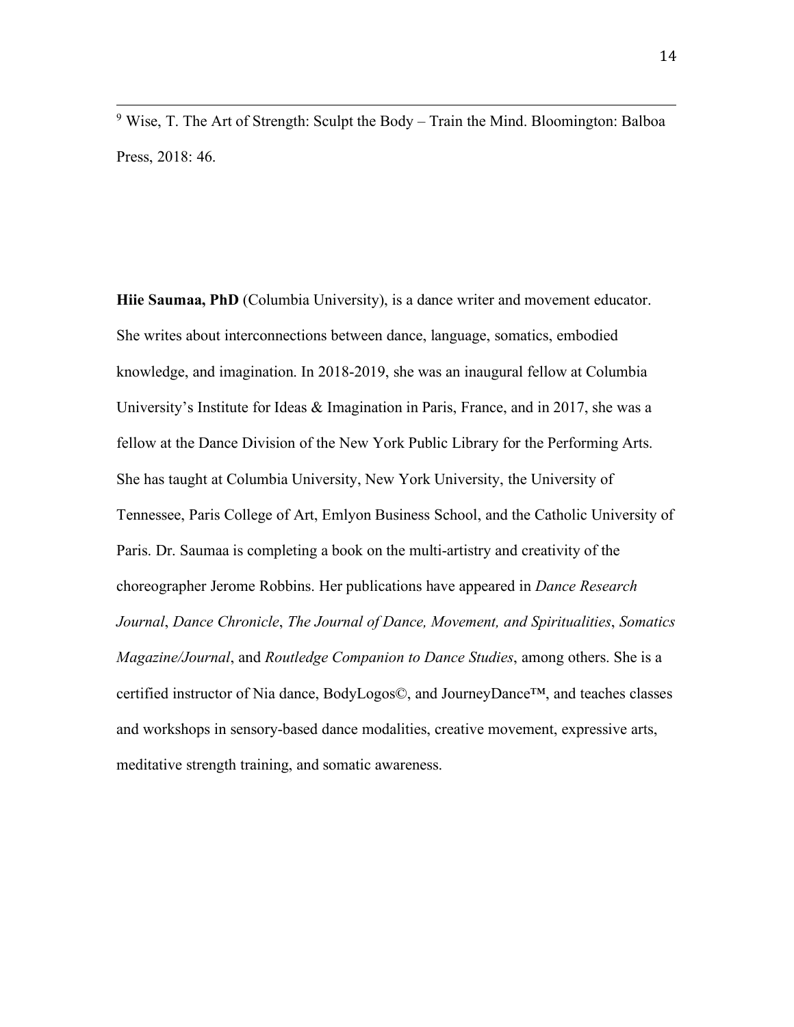[9] Wise, T. The Art of Strength: Sculpt the Body – Train the Mind. Bloomington: Balboa Press, 2018: 46.

**Hiie Saumaa, PhD** (Columbia University), is a dance writer and movement educator. She writes about interconnections between dance, language, somatics, embodied knowledge, and imagination. In 2018-2019, she was an inaugural fellow at Columbia University's Institute for Ideas & Imagination in Paris, France, and in 2017, she was a fellow at the Dance Division of the New York Public Library for the Performing Arts. She has taught at Columbia University, New York University, the University of Tennessee, Paris College of Art, Emlyon Business School, and the Catholic University of Paris. Dr. Saumaa is completing a book on the multi-artistry and creativity of the choreographer Jerome Robbins. Her publications have appeared in *Dance Research Journal*, *Dance Chronicle*, *The Journal of Dance, Movement, and Spiritualities*, *Somatics Magazine/Journal*, and *Routledge Companion to Dance Studies*, among others. She is a certified instructor of Nia dance, BodyLogos©, and JourneyDance™, and teaches classes and workshops in sensory-based dance modalities, creative movement, expressive arts, meditative strength training, and somatic awareness.